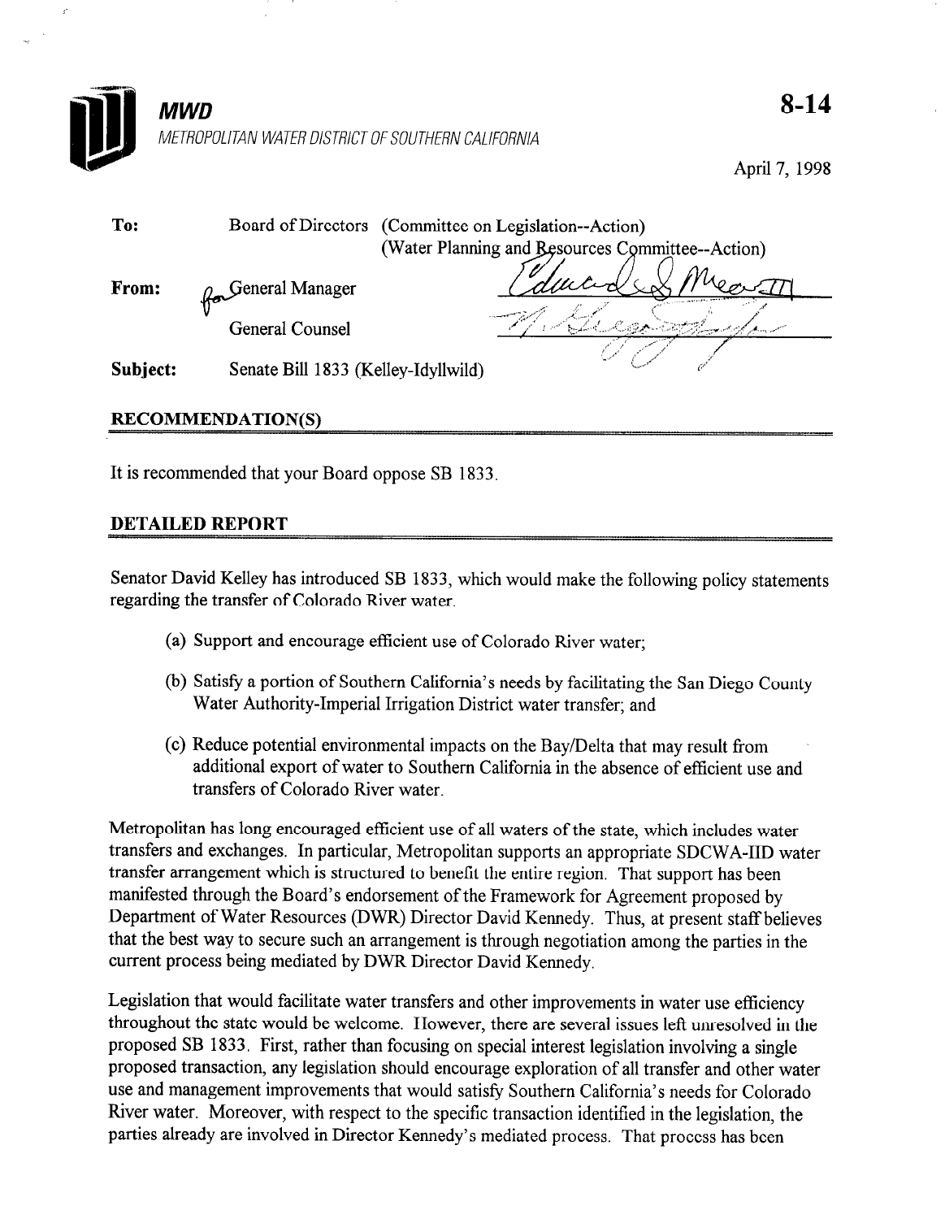**MWD**

*METROPOLITAN WATER DISTRICT OF SOUTHERN CALIFORNIA*

**8-14**

April 7, 1998

| | | |
|---|---|---|
| **To:** | Board of Directors | (Committee on Legislation--Action) (Water Planning and Resources Committee--Action) |
| **From:** | for General Manager | Edward G. Means III |
| | General Counsel | N. Gregory Taylor |
| **Subject:** | Senate Bill 1833 (Kelley-Idyllwild) | |

## RECOMMENDATION(S)

It is recommended that your Board oppose SB 1833.

## DETAILED REPORT

Senator David Kelley has introduced SB 1833, which would make the following policy statements regarding the transfer of Colorado River water.

(a) Support and encourage efficient use of Colorado River water;

(b) Satisfy a portion of Southern California's needs by facilitating the San Diego County Water Authority-Imperial Irrigation District water transfer; and

(c) Reduce potential environmental impacts on the Bay/Delta that may result from additional export of water to Southern California in the absence of efficient use and transfers of Colorado River water.

Metropolitan has long encouraged efficient use of all waters of the state, which includes water transfers and exchanges. In particular, Metropolitan supports an appropriate SDCWA-IID water transfer arrangement which is structured to benefit the entire region. That support has been manifested through the Board's endorsement of the Framework for Agreement proposed by Department of Water Resources (DWR) Director David Kennedy. Thus, at present staff believes that the best way to secure such an arrangement is through negotiation among the parties in the current process being mediated by DWR Director David Kennedy.

Legislation that would facilitate water transfers and other improvements in water use efficiency throughout the state would be welcome. However, there are several issues left unresolved in the proposed SB 1833. First, rather than focusing on special interest legislation involving a single proposed transaction, any legislation should encourage exploration of all transfer and other water use and management improvements that would satisfy Southern California's needs for Colorado River water. Moreover, with respect to the specific transaction identified in the legislation, the parties already are involved in Director Kennedy's mediated process. That process has been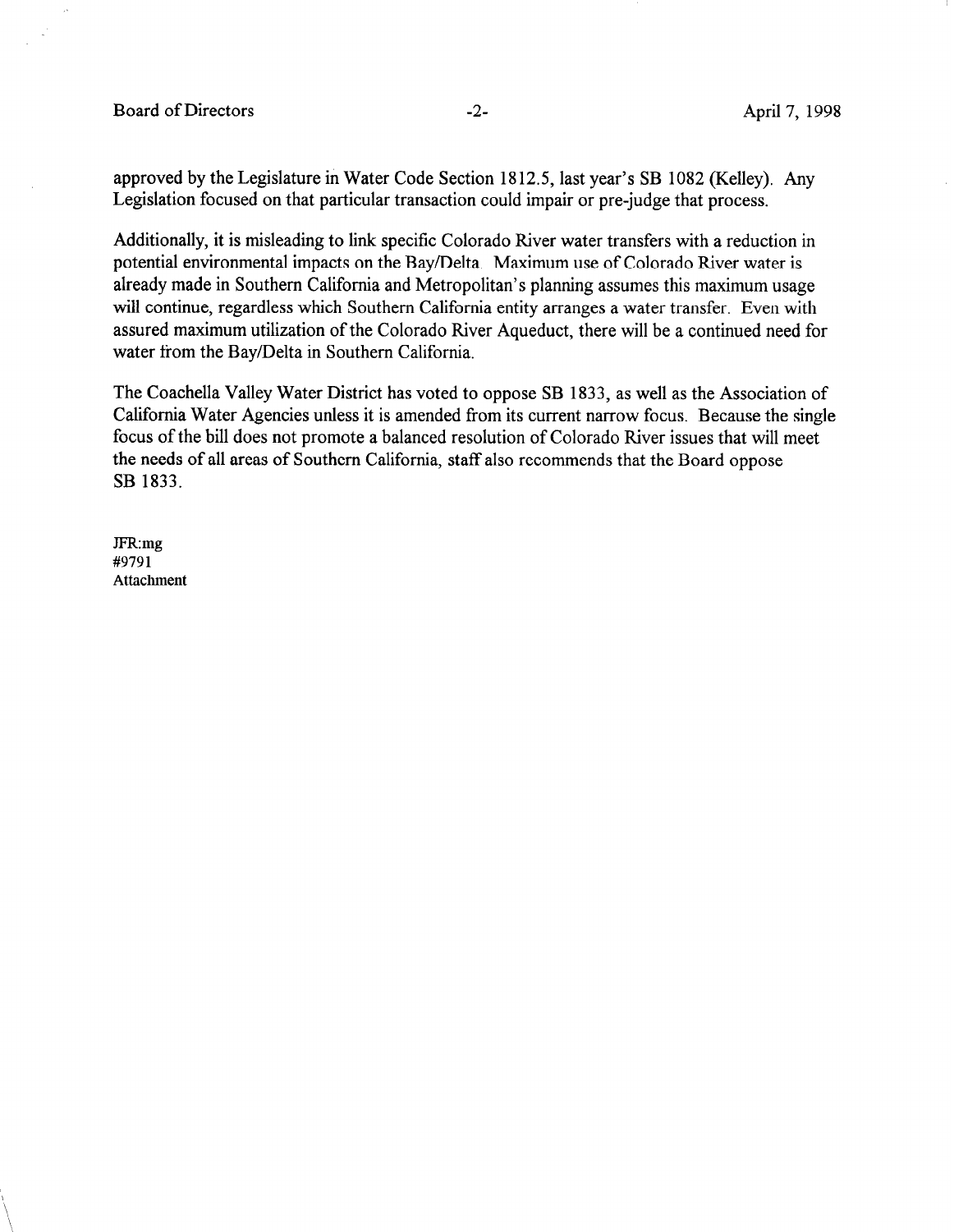approved by the Legislature in Water Code Section 1812.5, last year's SB 1082 (Kelley). Any Legislation focused on that particular transaction could impair or pre-judge that process.

Additionally, it is misleading to link specific Colorado River water transfers with a reduction in potential environmental impacts on the Bay/Delta. Maximum use of Colorado River water is already made in Southern California and Metropolitan's planning assumes this maximum usage will continue, regardless which Southern California entity arranges a water transfer. Even with assured maximum utilization of the Colorado River Aqueduct, there will be a continued need for water from the Bay/Delta in Southern California.

The Coachella Valley Water District has voted to oppose SB 1833, as well as the Association of California Water Agencies unless it is amended from its current narrow focus. Because the single focus of the bill does not promote a balanced resolution of Colorado River issues that will meet the needs of all areas of Southern California, staff also recommends that the Board oppose SB 1833.

JFR:mg
#9791
Attachment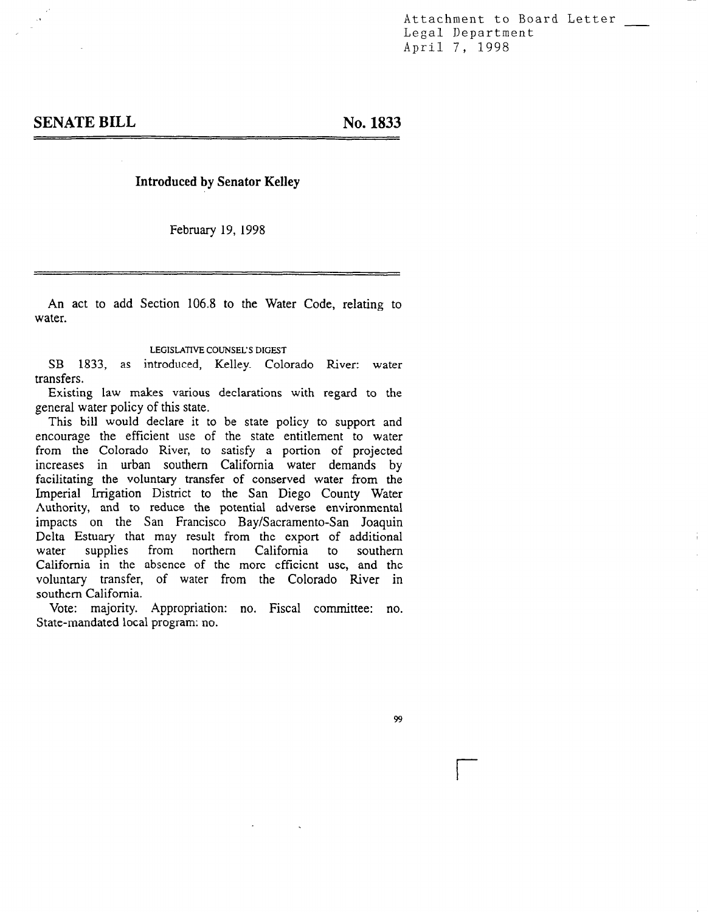Attachment to Board Letter \_\_\_
Legal Department
April 7, 1998

## SENATE BILL No. 1833

**Introduced by Senator Kelley**

February 19, 1998

An act to add Section 106.8 to the Water Code, relating to water.

LEGISLATIVE COUNSEL'S DIGEST

SB 1833, as introduced, Kelley. Colorado River: water transfers.

Existing law makes various declarations with regard to the general water policy of this state.

This bill would declare it to be state policy to support and encourage the efficient use of the state entitlement to water from the Colorado River, to satisfy a portion of projected increases in urban southern California water demands by facilitating the voluntary transfer of conserved water from the Imperial Irrigation District to the San Diego County Water Authority, and to reduce the potential adverse environmental impacts on the San Francisco Bay/Sacramento-San Joaquin Delta Estuary that may result from the export of additional water supplies from northern California to southern California in the absence of the more efficient use, and the voluntary transfer, of water from the Colorado River in southern California.

Vote: majority. Appropriation: no. Fiscal committee: no. State-mandated local program: no.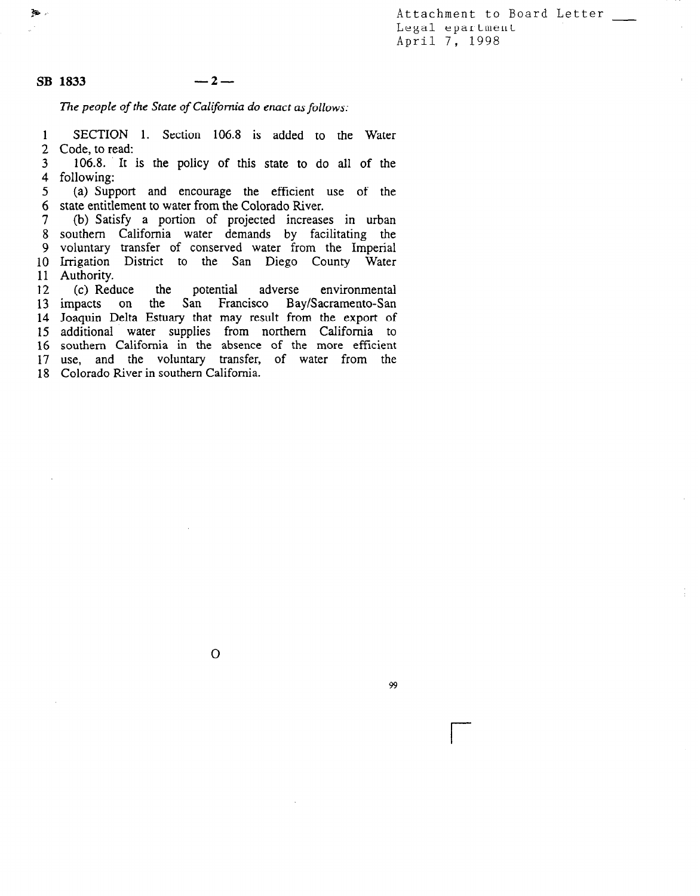Attachment to Board Letter ___
Legal epartment
April 7, 1998

**SB 1833**

*The people of the State of California do enact as follows:*

SECTION 1. Section 106.8 is added to the Water Code, to read:

106.8. It is the policy of this state to do all of the following:

(a) Support and encourage the efficient use of the state entitlement to water from the Colorado River.

(b) Satisfy a portion of projected increases in urban southern California water demands by facilitating the voluntary transfer of conserved water from the Imperial Irrigation District to the San Diego County Water Authority.

(c) Reduce the potential adverse environmental impacts on the San Francisco Bay/Sacramento-San Joaquin Delta Estuary that may result from the export of additional water supplies from northern California to southern California in the absence of the more efficient use, and the voluntary transfer, of water from the Colorado River in southern California.